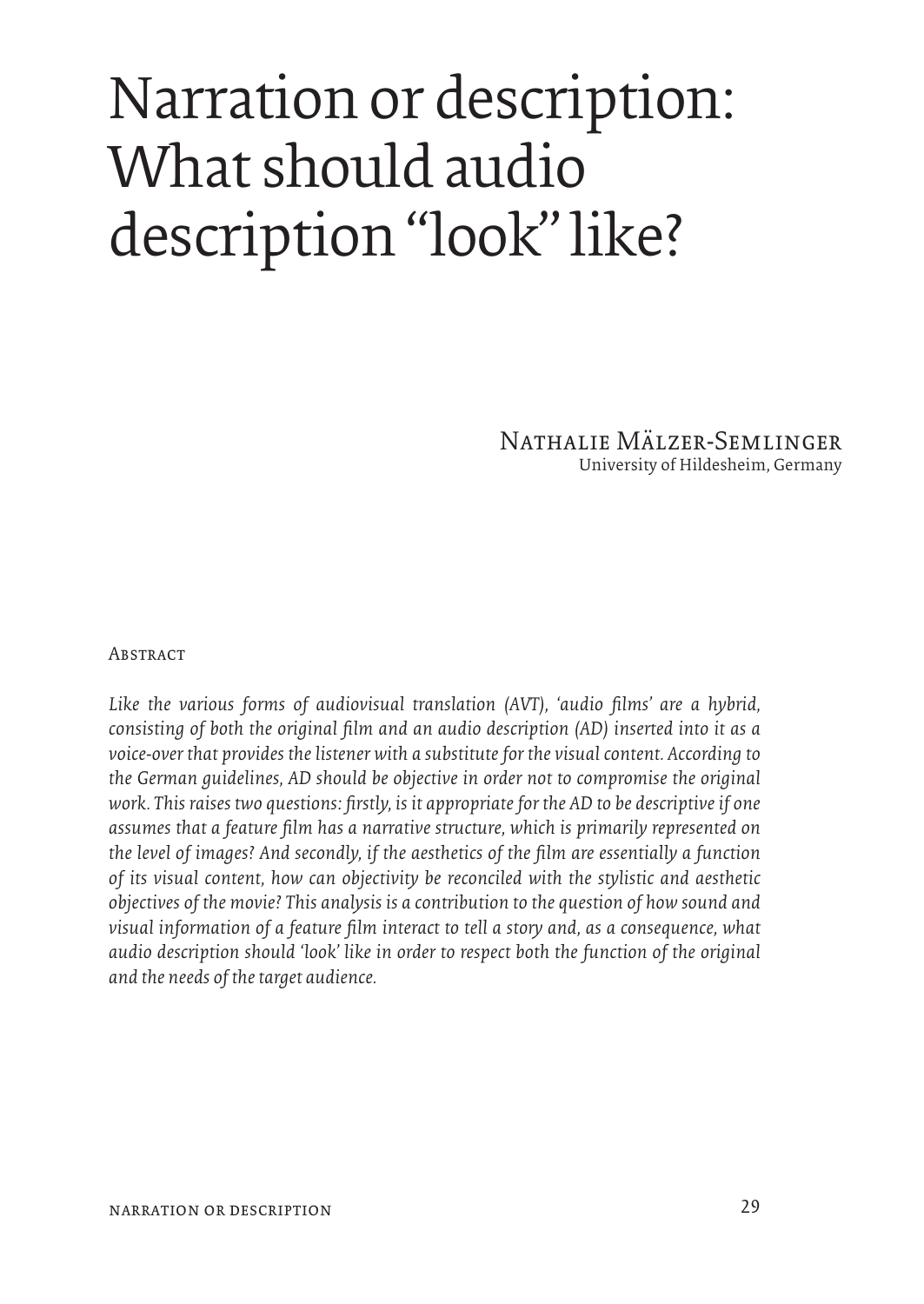# Narration or description: What should audio description "look" like?

Nathalie Mälzer-Semlinger
University of Hildesheim, Germany

## Abstract

*Like the various forms of audiovisual translation (AVT), 'audio films' are a hybrid, consisting of both the original film and an audio description (AD) inserted into it as a voice-over that provides the listener with a substitute for the visual content. According to the German guidelines, AD should be objective in order not to compromise the original work. This raises two questions: firstly, is it appropriate for the AD to be descriptive if one assumes that a feature film has a narrative structure, which is primarily represented on the level of images? And secondly, if the aesthetics of the film are essentially a function of its visual content, how can objectivity be reconciled with the stylistic and aesthetic objectives of the movie? This analysis is a contribution to the question of how sound and visual information of a feature film interact to tell a story and, as a consequence, what audio description should 'look' like in order to respect both the function of the original and the needs of the target audience.*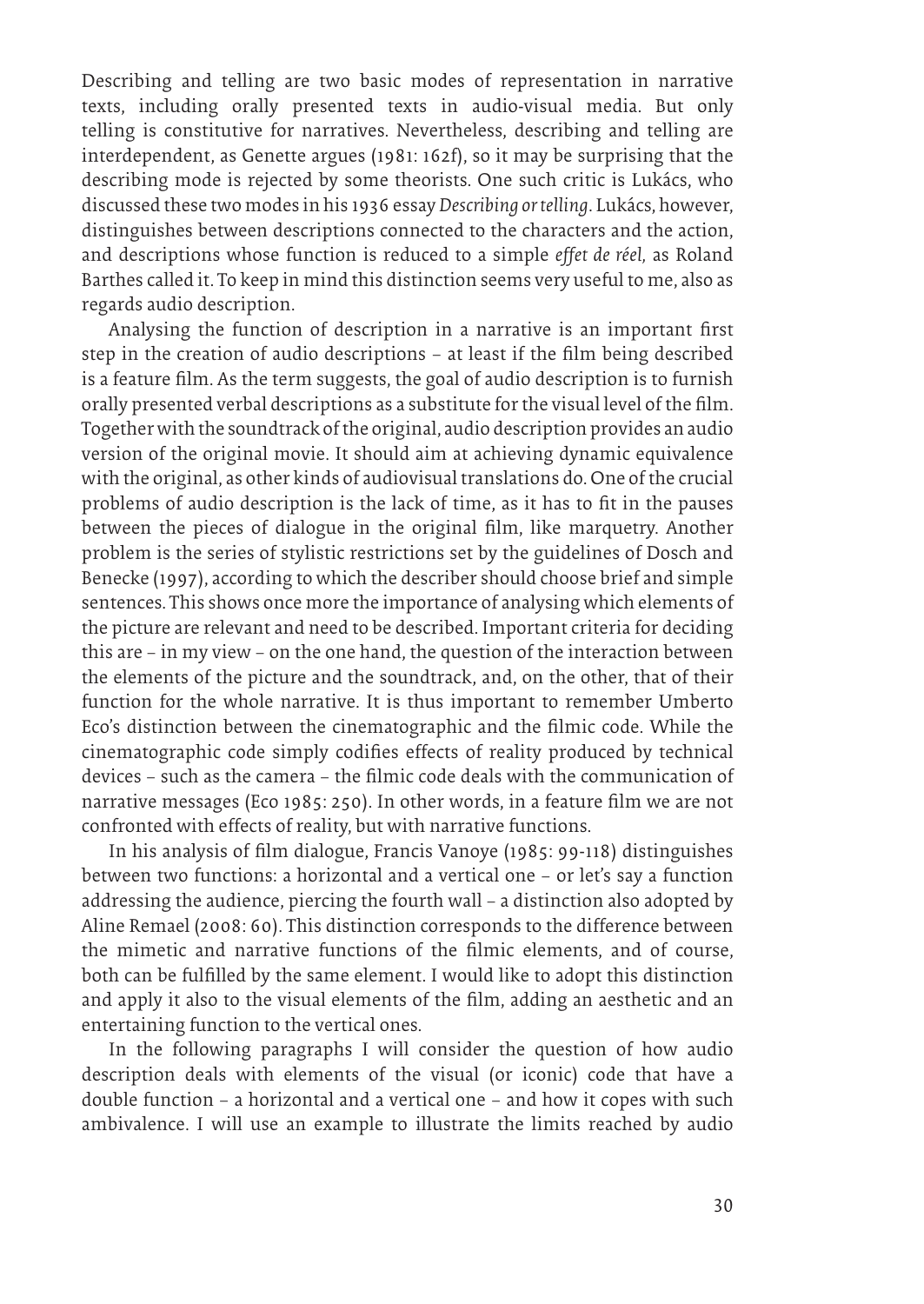Describing and telling are two basic modes of representation in narrative texts, including orally presented texts in audio-visual media. But only telling is constitutive for narratives. Nevertheless, describing and telling are interdependent, as Genette argues (1981: 162f), so it may be surprising that the describing mode is rejected by some theorists. One such critic is Lukács, who discussed these two modes in his 1936 essay *Describing or telling*. Lukács, however, distinguishes between descriptions connected to the characters and the action, and descriptions whose function is reduced to a simple *effet de réel*, as Roland Barthes called it. To keep in mind this distinction seems very useful to me, also as regards audio description.

Analysing the function of description in a narrative is an important first step in the creation of audio descriptions – at least if the film being described is a feature film. As the term suggests, the goal of audio description is to furnish orally presented verbal descriptions as a substitute for the visual level of the film. Together with the soundtrack of the original, audio description provides an audio version of the original movie. It should aim at achieving dynamic equivalence with the original, as other kinds of audiovisual translations do. One of the crucial problems of audio description is the lack of time, as it has to fit in the pauses between the pieces of dialogue in the original film, like marquetry. Another problem is the series of stylistic restrictions set by the guidelines of Dosch and Benecke (1997), according to which the describer should choose brief and simple sentences. This shows once more the importance of analysing which elements of the picture are relevant and need to be described. Important criteria for deciding this are – in my view – on the one hand, the question of the interaction between the elements of the picture and the soundtrack, and, on the other, that of their function for the whole narrative. It is thus important to remember Umberto Eco's distinction between the cinematographic and the filmic code. While the cinematographic code simply codifies effects of reality produced by technical devices – such as the camera – the filmic code deals with the communication of narrative messages (Eco 1985: 250). In other words, in a feature film we are not confronted with effects of reality, but with narrative functions.

In his analysis of film dialogue, Francis Vanoye (1985: 99-118) distinguishes between two functions: a horizontal and a vertical one – or let's say a function addressing the audience, piercing the fourth wall – a distinction also adopted by Aline Remael (2008: 60). This distinction corresponds to the difference between the mimetic and narrative functions of the filmic elements, and of course, both can be fulfilled by the same element. I would like to adopt this distinction and apply it also to the visual elements of the film, adding an aesthetic and an entertaining function to the vertical ones.

In the following paragraphs I will consider the question of how audio description deals with elements of the visual (or iconic) code that have a double function – a horizontal and a vertical one – and how it copes with such ambivalence. I will use an example to illustrate the limits reached by audio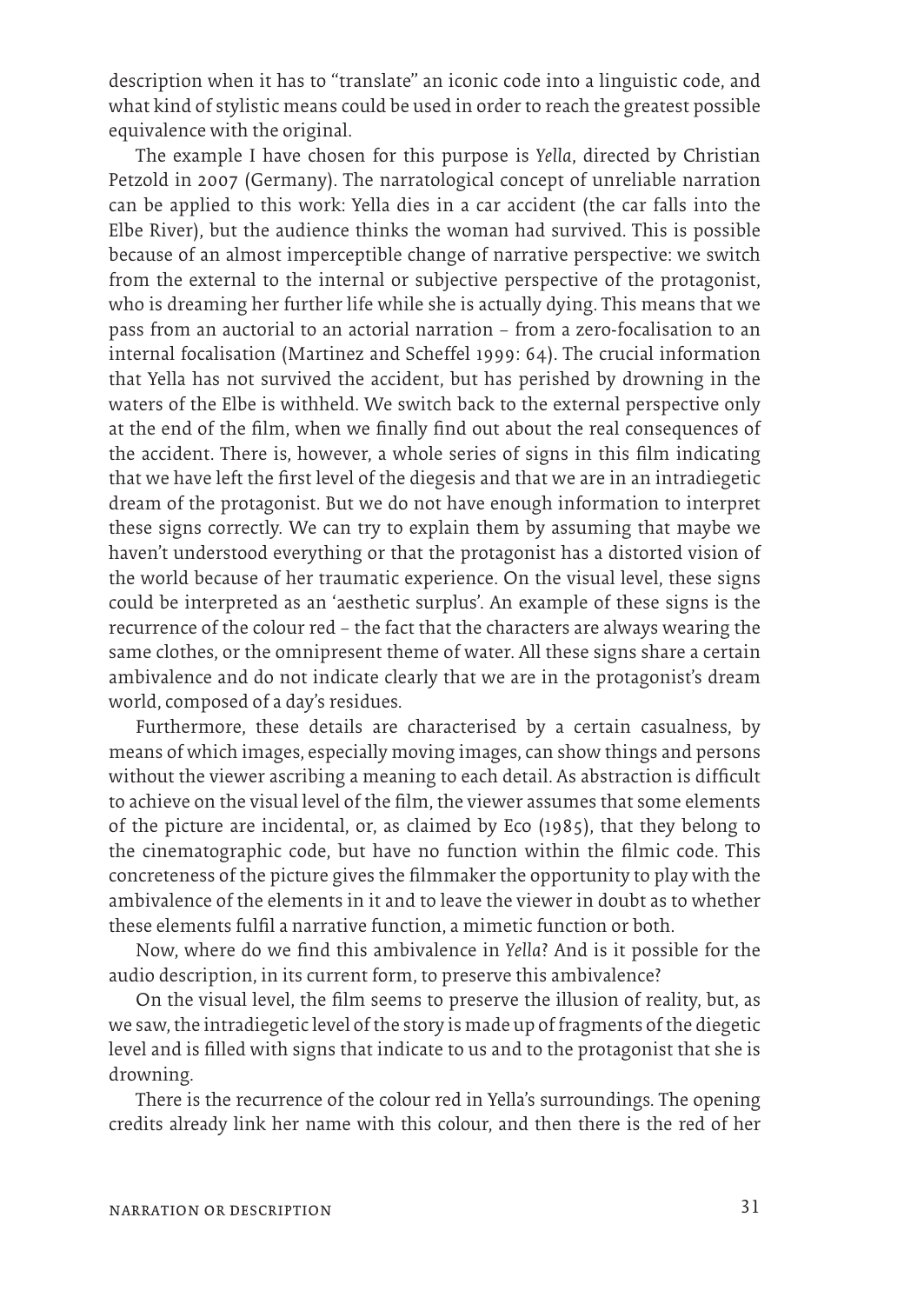description when it has to "translate" an iconic code into a linguistic code, and what kind of stylistic means could be used in order to reach the greatest possible equivalence with the original.

The example I have chosen for this purpose is *Yella*, directed by Christian Petzold in 2007 (Germany). The narratological concept of unreliable narration can be applied to this work: Yella dies in a car accident (the car falls into the Elbe River), but the audience thinks the woman had survived. This is possible because of an almost imperceptible change of narrative perspective: we switch from the external to the internal or subjective perspective of the protagonist, who is dreaming her further life while she is actually dying. This means that we pass from an auctorial to an actorial narration – from a zero-focalisation to an internal focalisation (Martinez and Scheffel 1999: 64). The crucial information that Yella has not survived the accident, but has perished by drowning in the waters of the Elbe is withheld. We switch back to the external perspective only at the end of the film, when we finally find out about the real consequences of the accident. There is, however, a whole series of signs in this film indicating that we have left the first level of the diegesis and that we are in an intradiegetic dream of the protagonist. But we do not have enough information to interpret these signs correctly. We can try to explain them by assuming that maybe we haven't understood everything or that the protagonist has a distorted vision of the world because of her traumatic experience. On the visual level, these signs could be interpreted as an 'aesthetic surplus'. An example of these signs is the recurrence of the colour red – the fact that the characters are always wearing the same clothes, or the omnipresent theme of water. All these signs share a certain ambivalence and do not indicate clearly that we are in the protagonist's dream world, composed of a day's residues.

Furthermore, these details are characterised by a certain casualness, by means of which images, especially moving images, can show things and persons without the viewer ascribing a meaning to each detail. As abstraction is difficult to achieve on the visual level of the film, the viewer assumes that some elements of the picture are incidental, or, as claimed by Eco (1985), that they belong to the cinematographic code, but have no function within the filmic code. This concreteness of the picture gives the filmmaker the opportunity to play with the ambivalence of the elements in it and to leave the viewer in doubt as to whether these elements fulfil a narrative function, a mimetic function or both.

Now, where do we find this ambivalence in *Yella*? And is it possible for the audio description, in its current form, to preserve this ambivalence?

On the visual level, the film seems to preserve the illusion of reality, but, as we saw, the intradiegetic level of the story is made up of fragments of the diegetic level and is filled with signs that indicate to us and to the protagonist that she is drowning.

There is the recurrence of the colour red in Yella's surroundings. The opening credits already link her name with this colour, and then there is the red of her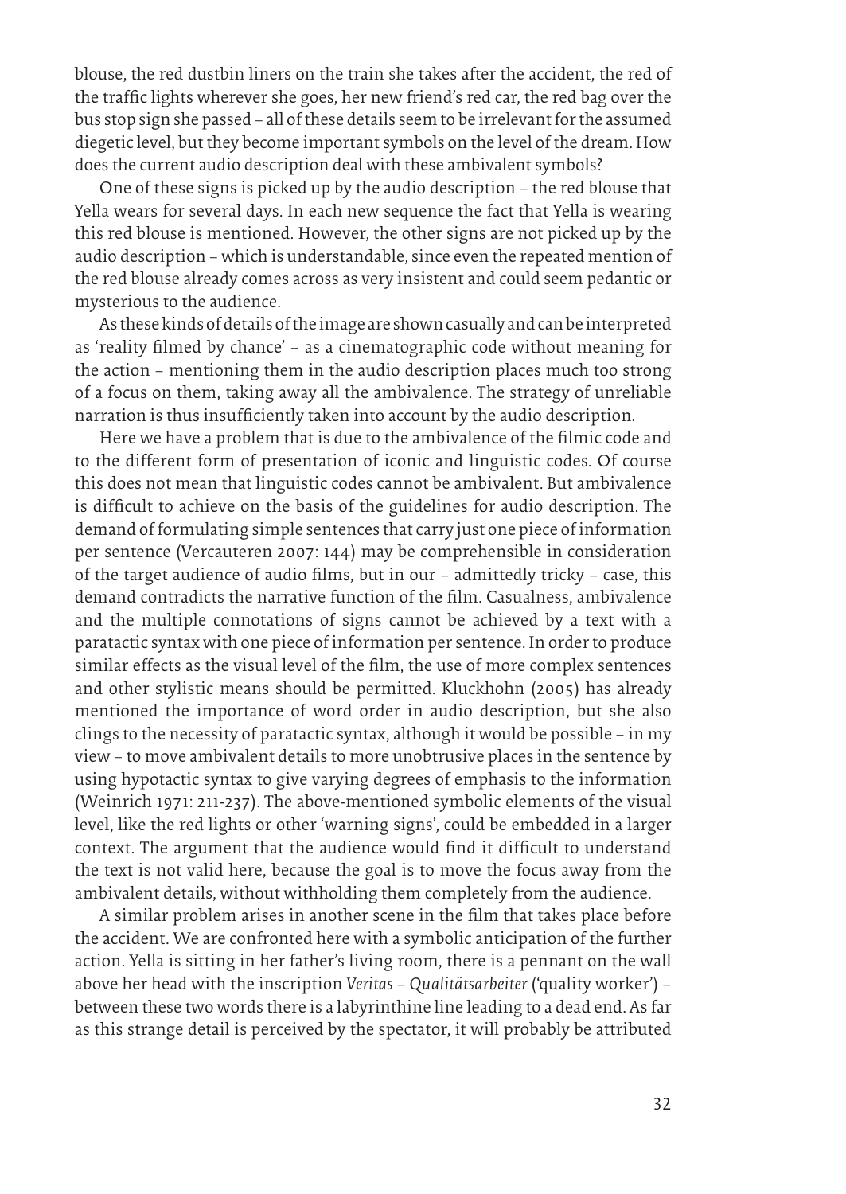blouse, the red dustbin liners on the train she takes after the accident, the red of the traffic lights wherever she goes, her new friend's red car, the red bag over the bus stop sign she passed – all of these details seem to be irrelevant for the assumed diegetic level, but they become important symbols on the level of the dream. How does the current audio description deal with these ambivalent symbols?

One of these signs is picked up by the audio description – the red blouse that Yella wears for several days. In each new sequence the fact that Yella is wearing this red blouse is mentioned. However, the other signs are not picked up by the audio description – which is understandable, since even the repeated mention of the red blouse already comes across as very insistent and could seem pedantic or mysterious to the audience.

As these kinds of details of the image are shown casually and can be interpreted as 'reality filmed by chance' – as a cinematographic code without meaning for the action – mentioning them in the audio description places much too strong of a focus on them, taking away all the ambivalence. The strategy of unreliable narration is thus insufficiently taken into account by the audio description.

Here we have a problem that is due to the ambivalence of the filmic code and to the different form of presentation of iconic and linguistic codes. Of course this does not mean that linguistic codes cannot be ambivalent. But ambivalence is difficult to achieve on the basis of the guidelines for audio description. The demand of formulating simple sentences that carry just one piece of information per sentence (Vercauteren 2007: 144) may be comprehensible in consideration of the target audience of audio films, but in our – admittedly tricky – case, this demand contradicts the narrative function of the film. Casualness, ambivalence and the multiple connotations of signs cannot be achieved by a text with a paratactic syntax with one piece of information per sentence. In order to produce similar effects as the visual level of the film, the use of more complex sentences and other stylistic means should be permitted. Kluckhohn (2005) has already mentioned the importance of word order in audio description, but she also clings to the necessity of paratactic syntax, although it would be possible – in my view – to move ambivalent details to more unobtrusive places in the sentence by using hypotactic syntax to give varying degrees of emphasis to the information (Weinrich 1971: 211-237). The above-mentioned symbolic elements of the visual level, like the red lights or other 'warning signs', could be embedded in a larger context. The argument that the audience would find it difficult to understand the text is not valid here, because the goal is to move the focus away from the ambivalent details, without withholding them completely from the audience.

A similar problem arises in another scene in the film that takes place before the accident. We are confronted here with a symbolic anticipation of the further action. Yella is sitting in her father's living room, there is a pennant on the wall above her head with the inscription *Veritas – Qualitätsarbeiter* ('quality worker') – between these two words there is a labyrinthine line leading to a dead end. As far as this strange detail is perceived by the spectator, it will probably be attributed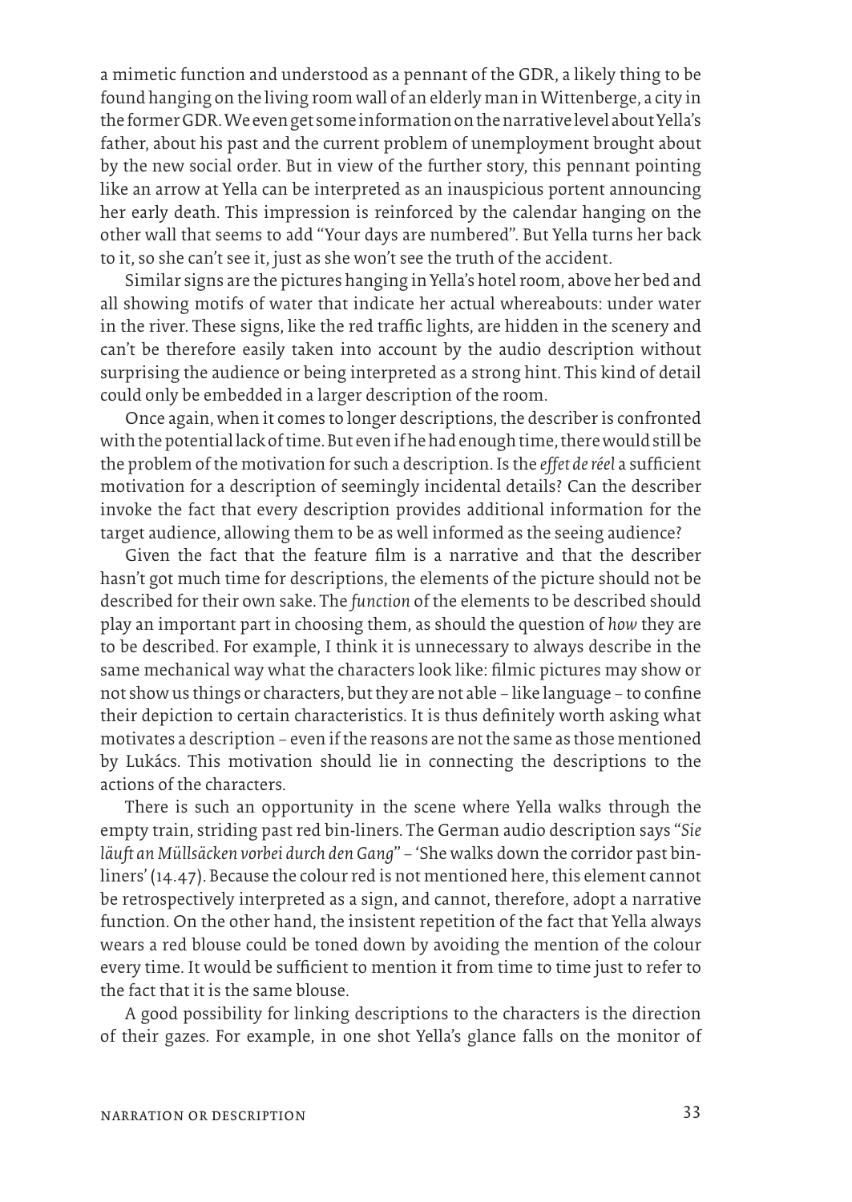a mimetic function and understood as a pennant of the GDR, a likely thing to be found hanging on the living room wall of an elderly man in Wittenberge, a city in the former GDR. We even get some information on the narrative level about Yella's father, about his past and the current problem of unemployment brought about by the new social order. But in view of the further story, this pennant pointing like an arrow at Yella can be interpreted as an inauspicious portent announcing her early death. This impression is reinforced by the calendar hanging on the other wall that seems to add "Your days are numbered". But Yella turns her back to it, so she can't see it, just as she won't see the truth of the accident.

Similar signs are the pictures hanging in Yella's hotel room, above her bed and all showing motifs of water that indicate her actual whereabouts: under water in the river. These signs, like the red traffic lights, are hidden in the scenery and can't be therefore easily taken into account by the audio description without surprising the audience or being interpreted as a strong hint. This kind of detail could only be embedded in a larger description of the room.

Once again, when it comes to longer descriptions, the describer is confronted with the potential lack of time. But even if he had enough time, there would still be the problem of the motivation for such a description. Is the *effet de réel* a sufficient motivation for a description of seemingly incidental details? Can the describer invoke the fact that every description provides additional information for the target audience, allowing them to be as well informed as the seeing audience?

Given the fact that the feature film is a narrative and that the describer hasn't got much time for descriptions, the elements of the picture should not be described for their own sake. The *function* of the elements to be described should play an important part in choosing them, as should the question of *how* they are to be described. For example, I think it is unnecessary to always describe in the same mechanical way what the characters look like: filmic pictures may show or not show us things or characters, but they are not able – like language – to confine their depiction to certain characteristics. It is thus definitely worth asking what motivates a description – even if the reasons are not the same as those mentioned by Lukács. This motivation should lie in connecting the descriptions to the actions of the characters.

There is such an opportunity in the scene where Yella walks through the empty train, striding past red bin-liners. The German audio description says "*Sie läuft an Müllsäcken vorbei durch den Gang*" – 'She walks down the corridor past bin-liners' (14.47). Because the colour red is not mentioned here, this element cannot be retrospectively interpreted as a sign, and cannot, therefore, adopt a narrative function. On the other hand, the insistent repetition of the fact that Yella always wears a red blouse could be toned down by avoiding the mention of the colour every time. It would be sufficient to mention it from time to time just to refer to the fact that it is the same blouse.

A good possibility for linking descriptions to the characters is the direction of their gazes. For example, in one shot Yella's glance falls on the monitor of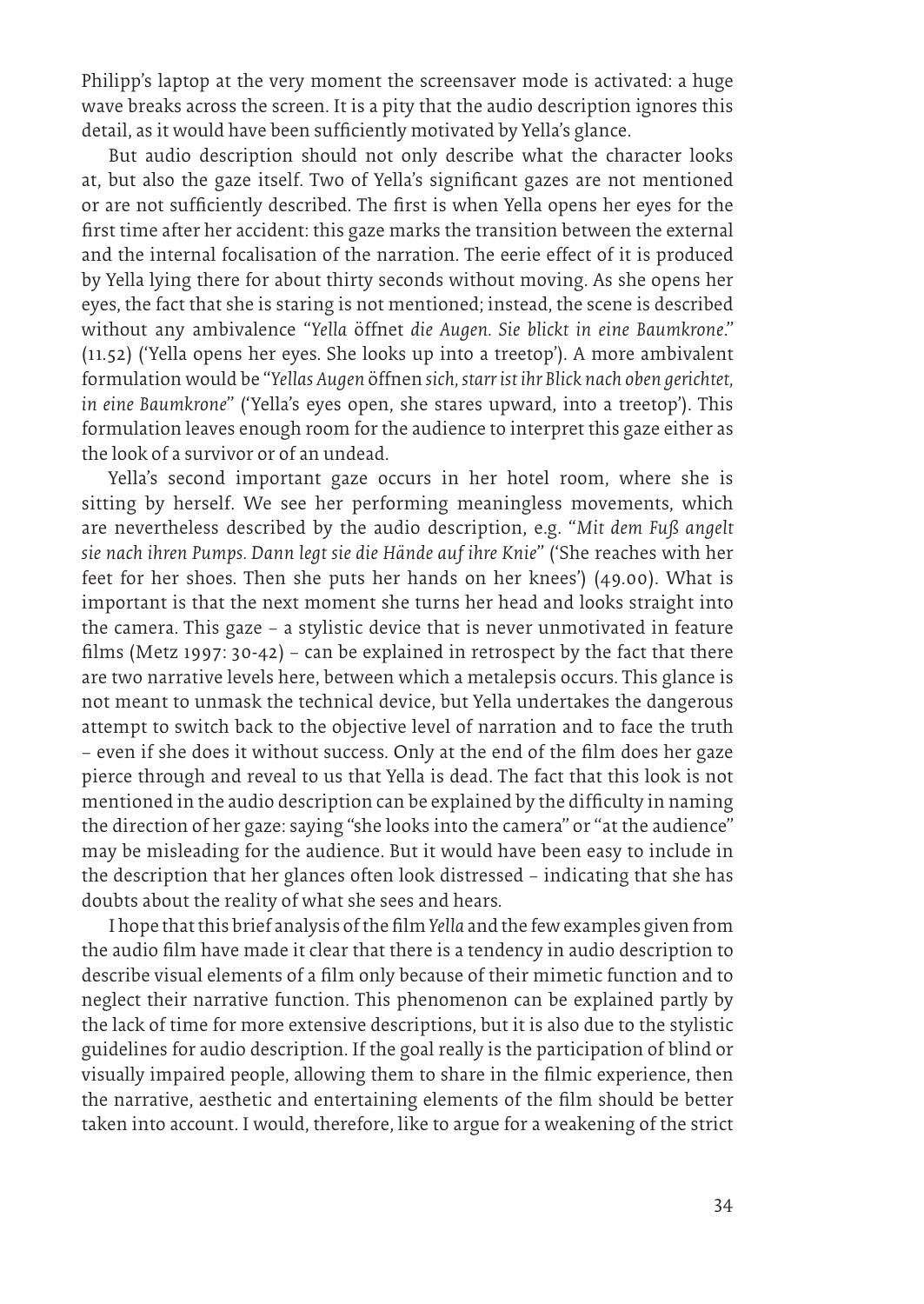Philipp's laptop at the very moment the screensaver mode is activated: a huge wave breaks across the screen. It is a pity that the audio description ignores this detail, as it would have been sufficiently motivated by Yella's glance.

But audio description should not only describe what the character looks at, but also the gaze itself. Two of Yella's significant gazes are not mentioned or are not sufficiently described. The first is when Yella opens her eyes for the first time after her accident: this gaze marks the transition between the external and the internal focalisation of the narration. The eerie effect of it is produced by Yella lying there for about thirty seconds without moving. As she opens her eyes, the fact that she is staring is not mentioned; instead, the scene is described without any ambivalence "*Yella* öffnet *die Augen. Sie blickt in eine Baumkrone*." (11.52) ('Yella opens her eyes. She looks up into a treetop'). A more ambivalent formulation would be "*Yellas Augen* öffnen *sich, starr ist ihr Blick nach oben gerichtet, in eine Baumkrone*" ('Yella's eyes open, she stares upward, into a treetop'). This formulation leaves enough room for the audience to interpret this gaze either as the look of a survivor or of an undead.

Yella's second important gaze occurs in her hotel room, where she is sitting by herself. We see her performing meaningless movements, which are nevertheless described by the audio description, e.g. "*Mit dem Fuß angelt sie nach ihren Pumps. Dann legt sie die Hände auf ihre Knie*" ('She reaches with her feet for her shoes. Then she puts her hands on her knees') (49.00). What is important is that the next moment she turns her head and looks straight into the camera. This gaze – a stylistic device that is never unmotivated in feature films (Metz 1997: 30-42) – can be explained in retrospect by the fact that there are two narrative levels here, between which a metalepsis occurs. This glance is not meant to unmask the technical device, but Yella undertakes the dangerous attempt to switch back to the objective level of narration and to face the truth – even if she does it without success. Only at the end of the film does her gaze pierce through and reveal to us that Yella is dead. The fact that this look is not mentioned in the audio description can be explained by the difficulty in naming the direction of her gaze: saying "she looks into the camera" or "at the audience" may be misleading for the audience. But it would have been easy to include in the description that her glances often look distressed – indicating that she has doubts about the reality of what she sees and hears.

I hope that this brief analysis of the film *Yella* and the few examples given from the audio film have made it clear that there is a tendency in audio description to describe visual elements of a film only because of their mimetic function and to neglect their narrative function. This phenomenon can be explained partly by the lack of time for more extensive descriptions, but it is also due to the stylistic guidelines for audio description. If the goal really is the participation of blind or visually impaired people, allowing them to share in the filmic experience, then the narrative, aesthetic and entertaining elements of the film should be better taken into account. I would, therefore, like to argue for a weakening of the strict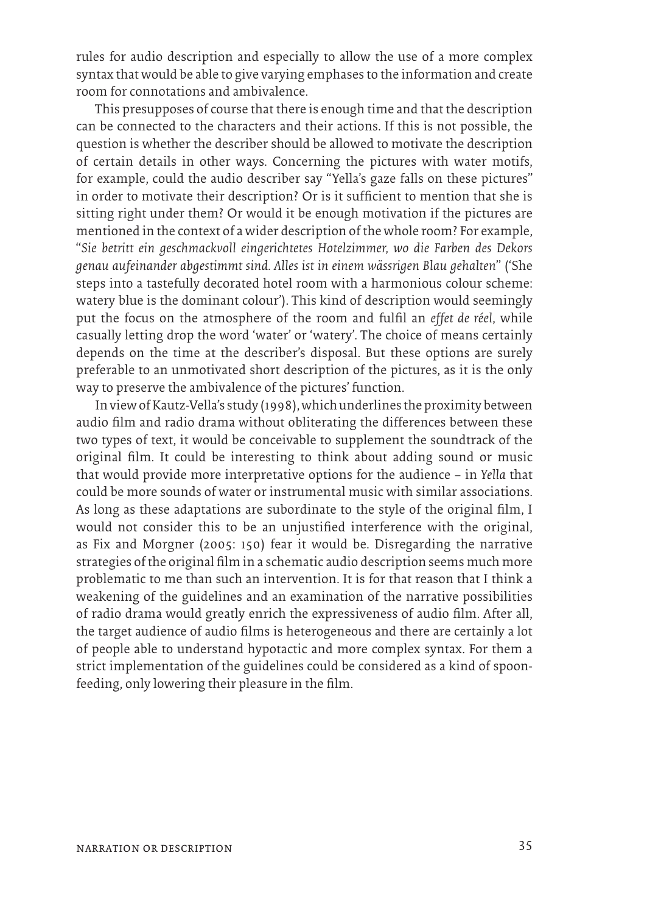rules for audio description and especially to allow the use of a more complex syntax that would be able to give varying emphases to the information and create room for connotations and ambivalence.

This presupposes of course that there is enough time and that the description can be connected to the characters and their actions. If this is not possible, the question is whether the describer should be allowed to motivate the description of certain details in other ways. Concerning the pictures with water motifs, for example, could the audio describer say "Yella's gaze falls on these pictures" in order to motivate their description? Or is it sufficient to mention that she is sitting right under them? Or would it be enough motivation if the pictures are mentioned in the context of a wider description of the whole room? For example, "*Sie betritt ein geschmackvoll eingerichtetes Hotelzimmer, wo die Farben des Dekors genau aufeinander abgestimmt sind. Alles ist in einem wässrigen Blau gehalten*" ('She steps into a tastefully decorated hotel room with a harmonious colour scheme: watery blue is the dominant colour'). This kind of description would seemingly put the focus on the atmosphere of the room and fulfil an *effet de réel*, while casually letting drop the word 'water' or 'watery'. The choice of means certainly depends on the time at the describer's disposal. But these options are surely preferable to an unmotivated short description of the pictures, as it is the only way to preserve the ambivalence of the pictures' function.

In view of Kautz-Vella's study (1998), which underlines the proximity between audio film and radio drama without obliterating the differences between these two types of text, it would be conceivable to supplement the soundtrack of the original film. It could be interesting to think about adding sound or music that would provide more interpretative options for the audience – in *Yella* that could be more sounds of water or instrumental music with similar associations. As long as these adaptations are subordinate to the style of the original film, I would not consider this to be an unjustified interference with the original, as Fix and Morgner (2005: 150) fear it would be. Disregarding the narrative strategies of the original film in a schematic audio description seems much more problematic to me than such an intervention. It is for that reason that I think a weakening of the guidelines and an examination of the narrative possibilities of radio drama would greatly enrich the expressiveness of audio film. After all, the target audience of audio films is heterogeneous and there are certainly a lot of people able to understand hypotactic and more complex syntax. For them a strict implementation of the guidelines could be considered as a kind of spoon-feeding, only lowering their pleasure in the film.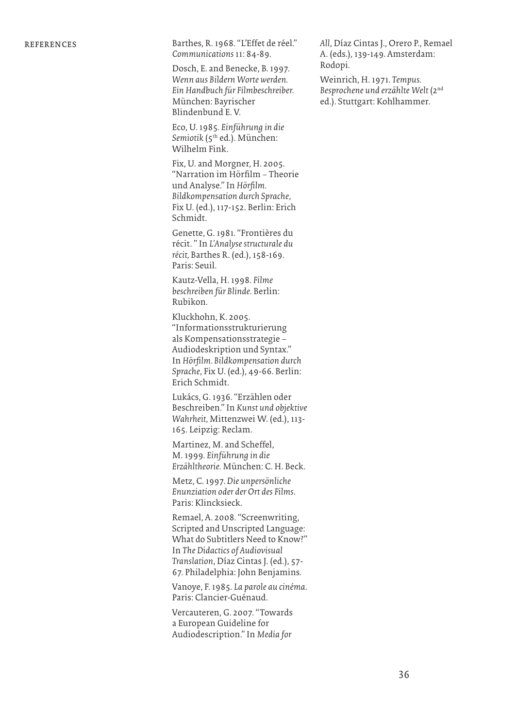## REFERENCES

Barthes, R. 1968. "L'Effet de réel." *Communications* 11: 84-89.

Dosch, E. and Benecke, B. 1997. *Wenn aus Bildern Worte werden. Ein Handbuch für Filmbeschreiber.* München: Bayrischer Blindenbund E. V.

Eco, U. 1985. *Einführung in die Semiotik* (5th ed.). München: Wilhelm Fink.

Fix, U. and Morgner, H. 2005. "Narration im Hörfilm – Theorie und Analyse." In *Hörfilm. Bildkompensation durch Sprache*, Fix U. (ed.), 117-152. Berlin: Erich Schmidt.

Genette, G. 1981. "Frontières du récit. " In *L'Analyse structurale du récit*, Barthes R. (ed.), 158-169. Paris: Seuil.

Kautz-Vella, H. 1998. *Filme beschreiben für Blinde.* Berlin: Rubikon.

Kluckhohn, K. 2005. "Informationsstrukturierung als Kompensationsstrategie – Audiodeskription und Syntax." In *Hörfilm. Bildkompensation durch Sprache*, Fix U. (ed.), 49-66. Berlin: Erich Schmidt.

Lukács, G. 1936. "Erzählen oder Beschreiben." In *Kunst und objektive Wahrheit*, Mittenzwei W. (ed.), 113-165. Leipzig: Reclam.

Martinez, M. and Scheffel, M. 1999. *Einführung in die Erzähltheorie.* München: C. H. Beck.

Metz, C. 1997. *Die unpersönliche Enunziation oder der Ort des Films*. Paris: Klincksieck.

Remael, A. 2008. "Screenwriting, Scripted and Unscripted Language: What do Subtitlers Need to Know?" In *The Didactics of Audiovisual Translation*, Díaz Cintas J. (ed.), 57-67. Philadelphia: John Benjamins.

Vanoye, F. 1985. *La parole au cinéma*. Paris: Clancier-Guénaud.

Vercauteren, G. 2007. "Towards a European Guideline for Audiodescription." In *Media for All*, Díaz Cintas J., Orero P., Remael A. (eds.), 139-149. Amsterdam: Rodopi.

Weinrich, H. 1971. *Tempus. Besprochene und erzählte Welt* (2nd ed.). Stuttgart: Kohlhammer.